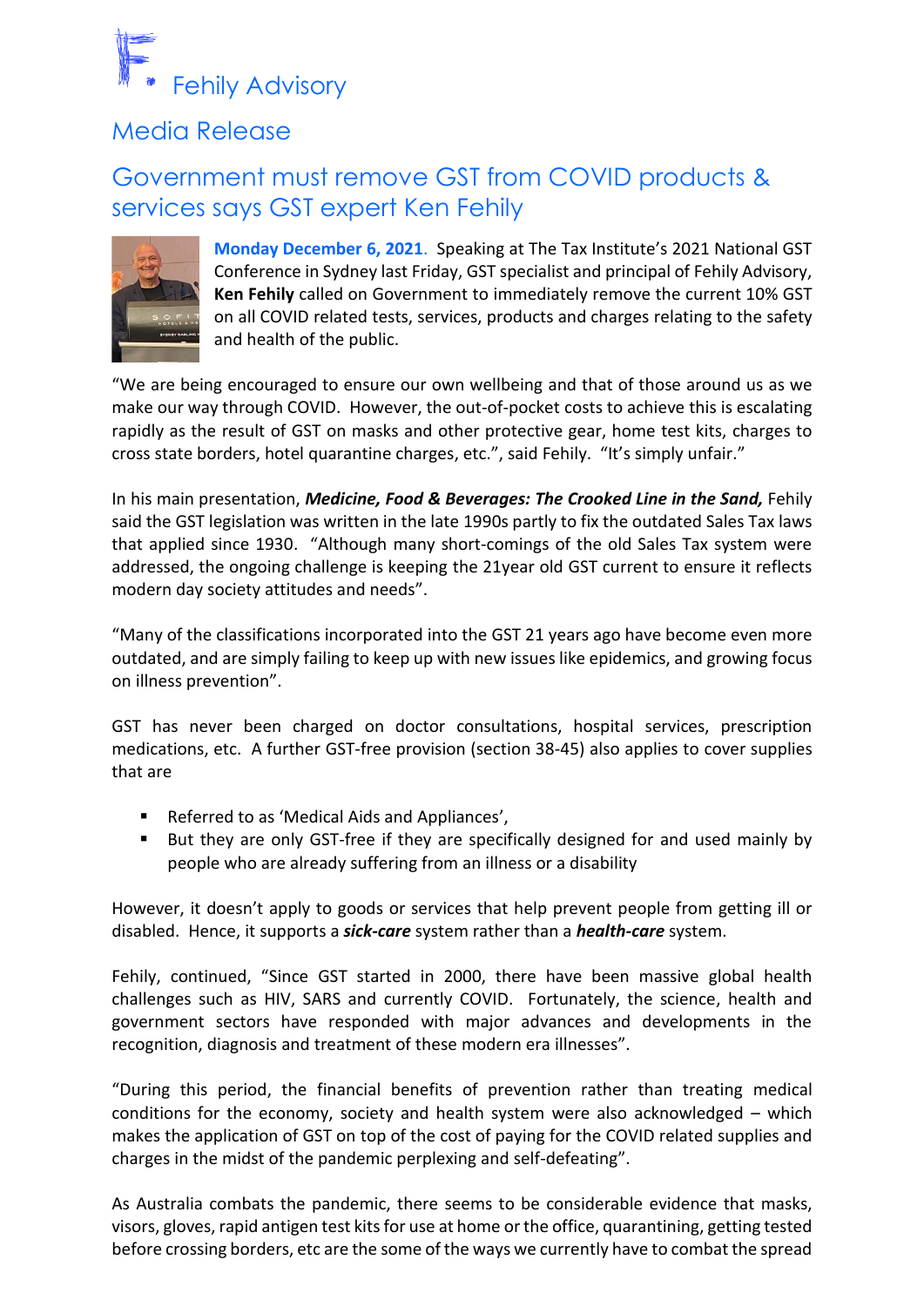Fehily Advisory

## Media Release

# Government must remove GST from COVID products & services says GST expert Ken Fehily

**Monday December 6, 2021**. Speaking at The Tax Institute's 2021 National GST Conference in Sydney last Friday, GST specialist and principal of Fehily Advisory, **Ken Fehily** called on Government to immediately remove the current 10% GST on all COVID related tests, services, products and charges relating to the safety and health of the public.

"We are being encouraged to ensure our own wellbeing and that of those around us as we make our way through COVID. However, the out-of-pocket costs to achieve this is escalating rapidly as the result of GST on masks and other protective gear, home test kits, charges to cross state borders, hotel quarantine charges, etc.", said Fehily. "It's simply unfair."

In his main presentation, ***Medicine, Food & Beverages: The Crooked Line in the Sand,*** Fehily said the GST legislation was written in the late 1990s partly to fix the outdated Sales Tax laws that applied since 1930. "Although many short-comings of the old Sales Tax system were addressed, the ongoing challenge is keeping the 21year old GST current to ensure it reflects modern day society attitudes and needs".

"Many of the classifications incorporated into the GST 21 years ago have become even more outdated, and are simply failing to keep up with new issues like epidemics, and growing focus on illness prevention".

GST has never been charged on doctor consultations, hospital services, prescription medications, etc. A further GST-free provision (section 38-45) also applies to cover supplies that are

- Referred to as 'Medical Aids and Appliances',
- But they are only GST-free if they are specifically designed for and used mainly by people who are already suffering from an illness or a disability

However, it doesn't apply to goods or services that help prevent people from getting ill or disabled. Hence, it supports a ***sick-care*** system rather than a ***health-care*** system.

Fehily, continued, "Since GST started in 2000, there have been massive global health challenges such as HIV, SARS and currently COVID. Fortunately, the science, health and government sectors have responded with major advances and developments in the recognition, diagnosis and treatment of these modern era illnesses".

"During this period, the financial benefits of prevention rather than treating medical conditions for the economy, society and health system were also acknowledged – which makes the application of GST on top of the cost of paying for the COVID related supplies and charges in the midst of the pandemic perplexing and self-defeating".

As Australia combats the pandemic, there seems to be considerable evidence that masks, visors, gloves, rapid antigen test kits for use at home or the office, quarantining, getting tested before crossing borders, etc are the some of the ways we currently have to combat the spread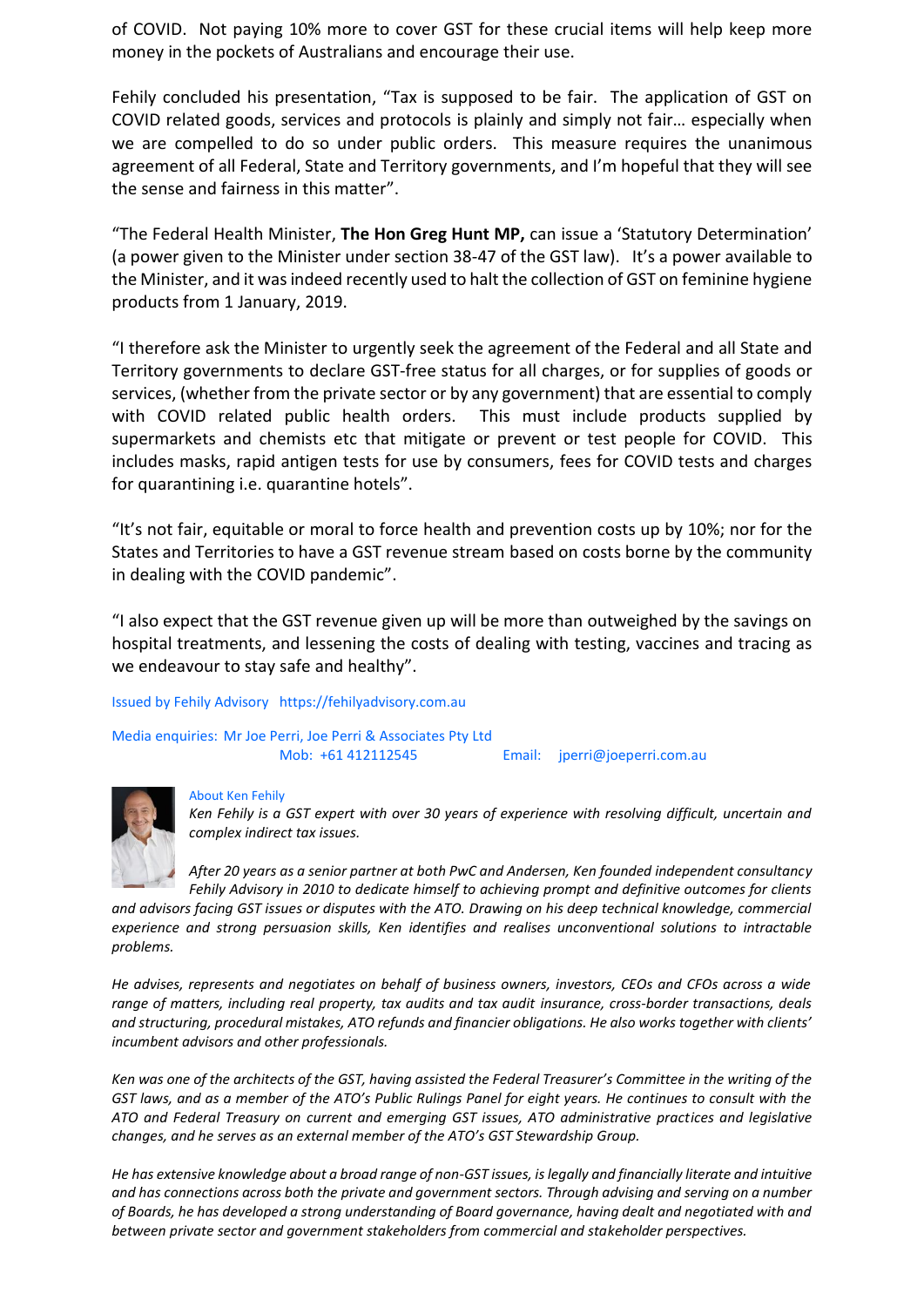of COVID. Not paying 10% more to cover GST for these crucial items will help keep more money in the pockets of Australians and encourage their use.

Fehily concluded his presentation, "Tax is supposed to be fair. The application of GST on COVID related goods, services and protocols is plainly and simply not fair… especially when we are compelled to do so under public orders. This measure requires the unanimous agreement of all Federal, State and Territory governments, and I'm hopeful that they will see the sense and fairness in this matter".

"The Federal Health Minister, **The Hon Greg Hunt MP,** can issue a 'Statutory Determination' (a power given to the Minister under section 38-47 of the GST law). It's a power available to the Minister, and it was indeed recently used to halt the collection of GST on feminine hygiene products from 1 January, 2019.

"I therefore ask the Minister to urgently seek the agreement of the Federal and all State and Territory governments to declare GST-free status for all charges, or for supplies of goods or services, (whether from the private sector or by any government) that are essential to comply with COVID related public health orders. This must include products supplied by supermarkets and chemists etc that mitigate or prevent or test people for COVID. This includes masks, rapid antigen tests for use by consumers, fees for COVID tests and charges for quarantining i.e. quarantine hotels".

"It's not fair, equitable or moral to force health and prevention costs up by 10%; nor for the States and Territories to have a GST revenue stream based on costs borne by the community in dealing with the COVID pandemic".

"I also expect that the GST revenue given up will be more than outweighed by the savings on hospital treatments, and lessening the costs of dealing with testing, vaccines and tracing as we endeavour to stay safe and healthy".

Issued by Fehily Advisory https://fehilyadvisory.com.au

Media enquiries: Mr Joe Perri, Joe Perri & Associates Pty Ltd
Mob: +61 412112545 Email: jperri@joeperri.com.au

About Ken Fehily

*Ken Fehily is a GST expert with over 30 years of experience with resolving difficult, uncertain and complex indirect tax issues.*

*After 20 years as a senior partner at both PwC and Andersen, Ken founded independent consultancy Fehily Advisory in 2010 to dedicate himself to achieving prompt and definitive outcomes for clients and advisors facing GST issues or disputes with the ATO. Drawing on his deep technical knowledge, commercial experience and strong persuasion skills, Ken identifies and realises unconventional solutions to intractable problems.*

*He advises, represents and negotiates on behalf of business owners, investors, CEOs and CFOs across a wide range of matters, including real property, tax audits and tax audit insurance, cross-border transactions, deals and structuring, procedural mistakes, ATO refunds and financier obligations. He also works together with clients' incumbent advisors and other professionals.*

*Ken was one of the architects of the GST, having assisted the Federal Treasurer's Committee in the writing of the GST laws, and as a member of the ATO's Public Rulings Panel for eight years. He continues to consult with the ATO and Federal Treasury on current and emerging GST issues, ATO administrative practices and legislative changes, and he serves as an external member of the ATO's GST Stewardship Group.*

*He has extensive knowledge about a broad range of non-GST issues, is legally and financially literate and intuitive and has connections across both the private and government sectors. Through advising and serving on a number of Boards, he has developed a strong understanding of Board governance, having dealt and negotiated with and between private sector and government stakeholders from commercial and stakeholder perspectives.*